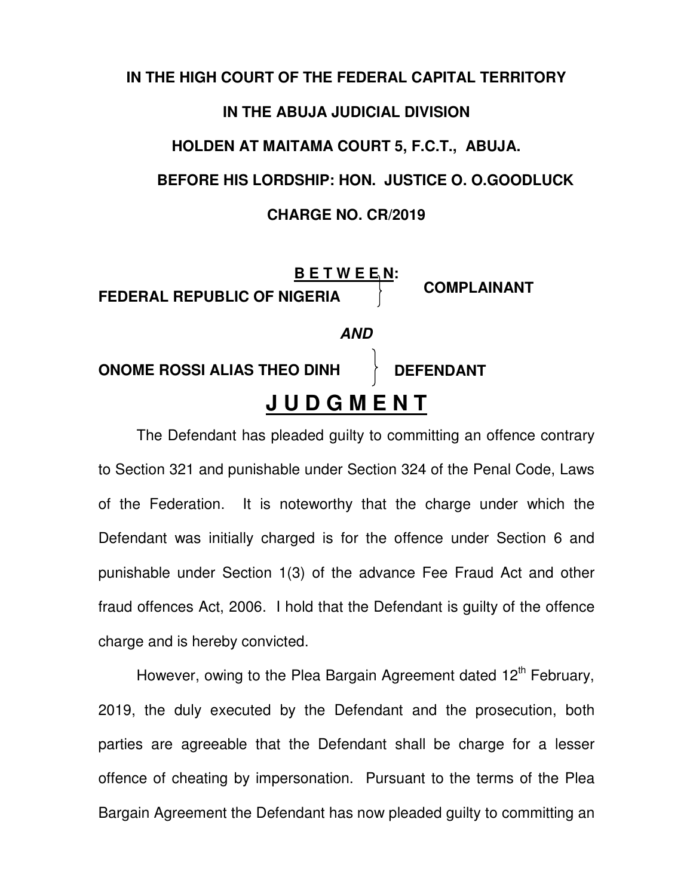**IN THE HIGH COURT OF THE FEDERAL CAPITAL TERRITORY**

**IN THE ABUJA JUDICIAL DIVISION**

**HOLDEN AT MAITAMA COURT 5, F.C.T., ABUJA.**

**BEFORE HIS LORDSHIP: HON. JUSTICE O. O.GOODLUCK**

**CHARGE NO. CR/2019**

**B E T W E E N:**

**FEDERAL REPUBLIC OF NIGERIA** } **COMPLAINANT**

***AND***

**ONOME ROSSI ALIAS THEO DINH** } **DEFENDANT**

# J U D G M E N T

The Defendant has pleaded guilty to committing an offence contrary to Section 321 and punishable under Section 324 of the Penal Code, Laws of the Federation. It is noteworthy that the charge under which the Defendant was initially charged is for the offence under Section 6 and punishable under Section 1(3) of the advance Fee Fraud Act and other fraud offences Act, 2006. I hold that the Defendant is guilty of the offence charge and is hereby convicted.

However, owing to the Plea Bargain Agreement dated 12th February, 2019, the duly executed by the Defendant and the prosecution, both parties are agreeable that the Defendant shall be charge for a lesser offence of cheating by impersonation. Pursuant to the terms of the Plea Bargain Agreement the Defendant has now pleaded guilty to committing an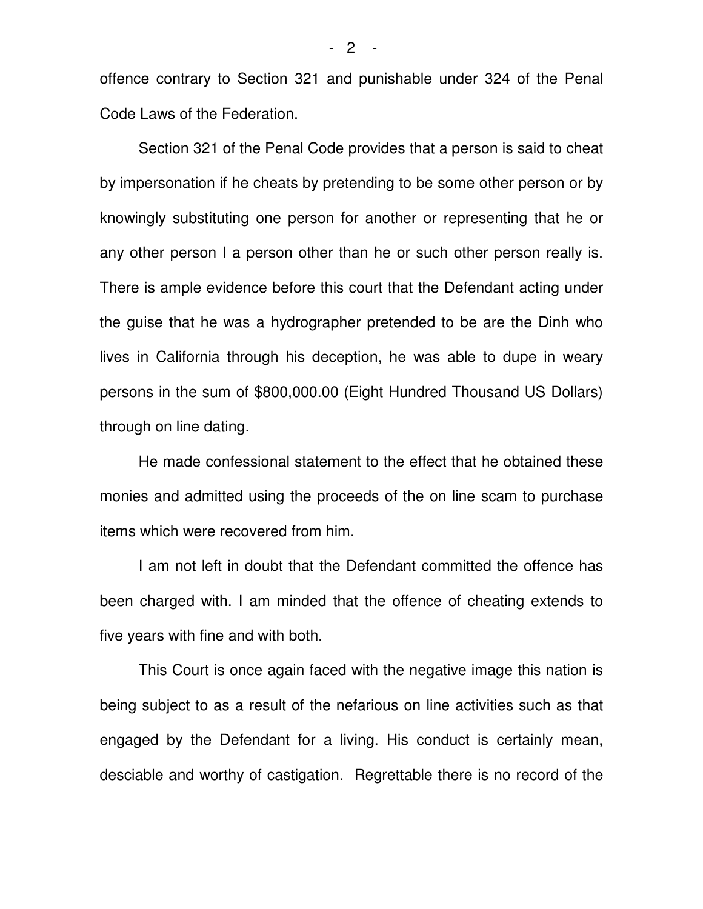offence contrary to Section 321 and punishable under 324 of the Penal Code Laws of the Federation.

Section 321 of the Penal Code provides that a person is said to cheat by impersonation if he cheats by pretending to be some other person or by knowingly substituting one person for another or representing that he or any other person I a person other than he or such other person really is. There is ample evidence before this court that the Defendant acting under the guise that he was a hydrographer pretended to be are the Dinh who lives in California through his deception, he was able to dupe in weary persons in the sum of $800,000.00 (Eight Hundred Thousand US Dollars) through on line dating.

He made confessional statement to the effect that he obtained these monies and admitted using the proceeds of the on line scam to purchase items which were recovered from him.

I am not left in doubt that the Defendant committed the offence has been charged with. I am minded that the offence of cheating extends to five years with fine and with both.

This Court is once again faced with the negative image this nation is being subject to as a result of the nefarious on line activities such as that engaged by the Defendant for a living. His conduct is certainly mean, desciable and worthy of castigation. Regrettable there is no record of the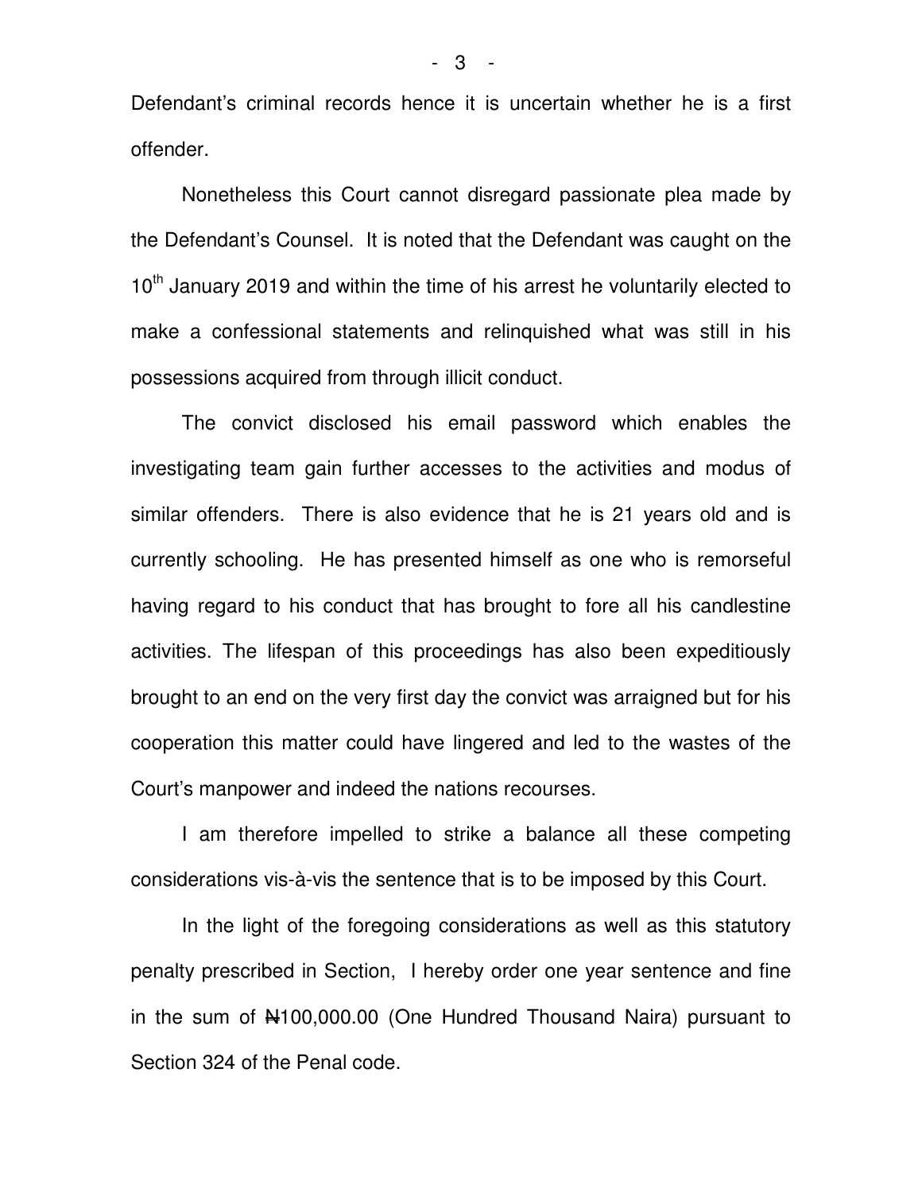Defendant's criminal records hence it is uncertain whether he is a first offender.

Nonetheless this Court cannot disregard passionate plea made by the Defendant's Counsel. It is noted that the Defendant was caught on the 10th January 2019 and within the time of his arrest he voluntarily elected to make a confessional statements and relinquished what was still in his possessions acquired from through illicit conduct.

The convict disclosed his email password which enables the investigating team gain further accesses to the activities and modus of similar offenders. There is also evidence that he is 21 years old and is currently schooling. He has presented himself as one who is remorseful having regard to his conduct that has brought to fore all his candlestine activities. The lifespan of this proceedings has also been expeditiously brought to an end on the very first day the convict was arraigned but for his cooperation this matter could have lingered and led to the wastes of the Court's manpower and indeed the nations recourses.

I am therefore impelled to strike a balance all these competing considerations vis-à-vis the sentence that is to be imposed by this Court.

In the light of the foregoing considerations as well as this statutory penalty prescribed in Section, I hereby order one year sentence and fine in the sum of ₦100,000.00 (One Hundred Thousand Naira) pursuant to Section 324 of the Penal code.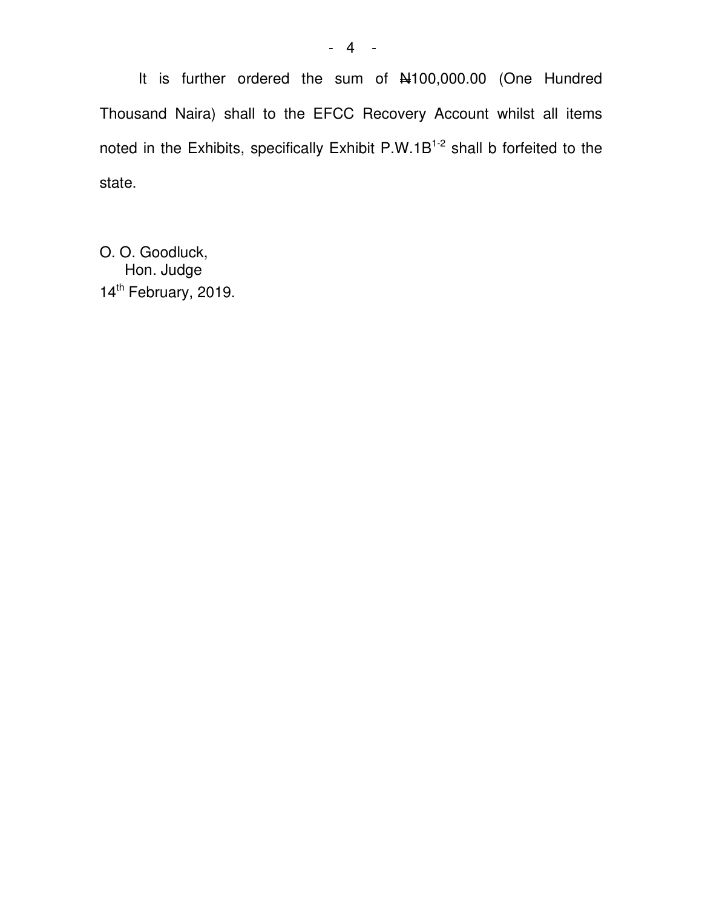It is further ordered the sum of ₦100,000.00 (One Hundred Thousand Naira) shall to the EFCC Recovery Account whilst all items noted in the Exhibits, specifically Exhibit P.W.1B$^{1-2}$ shall b forfeited to the state.

O. O. Goodluck,
Hon. Judge
14th February, 2019.